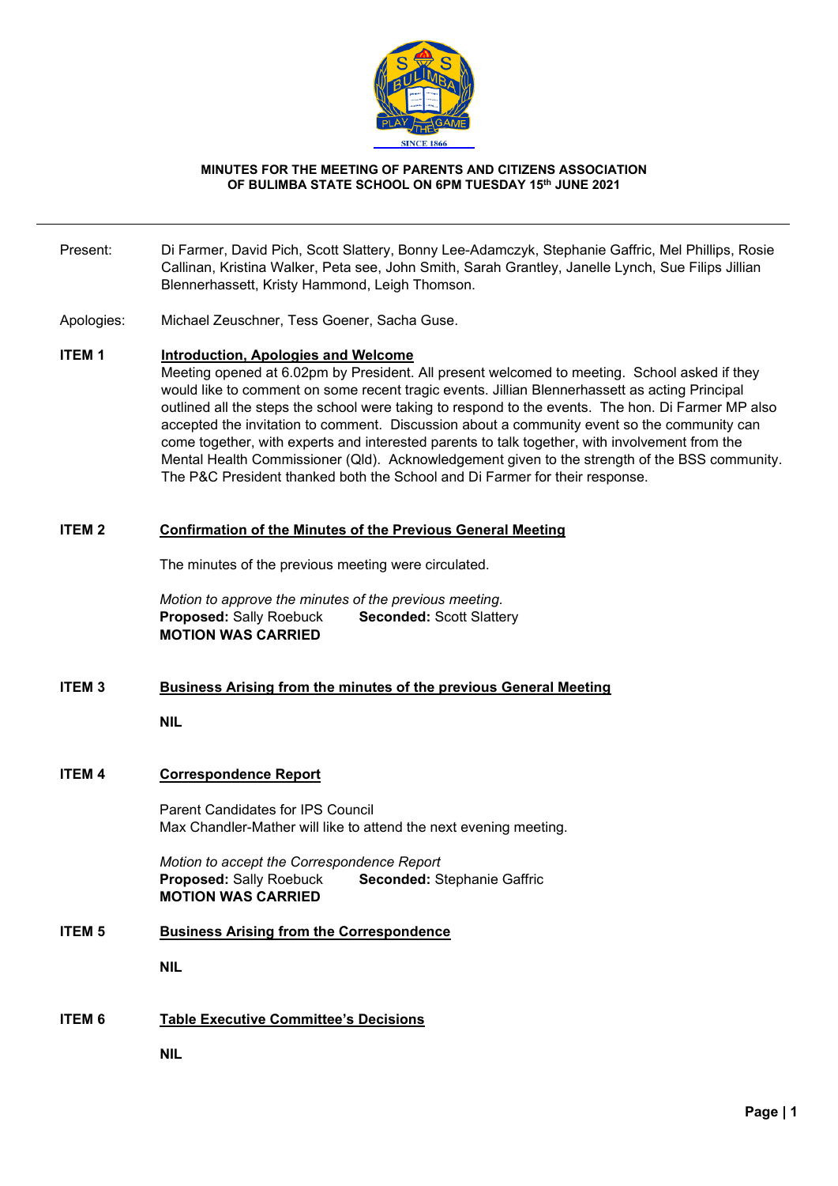**MINUTES FOR THE MEETING OF PARENTS AND CITIZENS ASSOCIATION OF BULIMBA STATE SCHOOL ON 6PM TUESDAY 15th JUNE 2021**

---

Present: Di Farmer, David Pich, Scott Slattery, Bonny Lee-Adamczyk, Stephanie Gaffric, Mel Phillips, Rosie Callinan, Kristina Walker, Peta see, John Smith, Sarah Grantley, Janelle Lynch, Sue Filips Jillian Blennerhassett, Kristy Hammond, Leigh Thomson.

Apologies: Michael Zeuschner, Tess Goener, Sacha Guse.

**ITEM 1 Introduction, Apologies and Welcome**

Meeting opened at 6.02pm by President. All present welcomed to meeting. School asked if they would like to comment on some recent tragic events. Jillian Blennerhassett as acting Principal outlined all the steps the school were taking to respond to the events. The hon. Di Farmer MP also accepted the invitation to comment. Discussion about a community event so the community can come together, with experts and interested parents to talk together, with involvement from the Mental Health Commissioner (Qld). Acknowledgement given to the strength of the BSS community. The P&C President thanked both the School and Di Farmer for their response.

**ITEM 2 Confirmation of the Minutes of the Previous General Meeting**

The minutes of the previous meeting were circulated.

*Motion to approve the minutes of the previous meeting.*
**Proposed:** Sally Roebuck **Seconded:** Scott Slattery
**MOTION WAS CARRIED**

**ITEM 3 Business Arising from the minutes of the previous General Meeting**

**NIL**

**ITEM 4 Correspondence Report**

Parent Candidates for IPS Council
Max Chandler-Mather will like to attend the next evening meeting.

*Motion to accept the Correspondence Report*
**Proposed:** Sally Roebuck **Seconded:** Stephanie Gaffric
**MOTION WAS CARRIED**

**ITEM 5 Business Arising from the Correspondence**

**NIL**

**ITEM 6 Table Executive Committee's Decisions**

**NIL**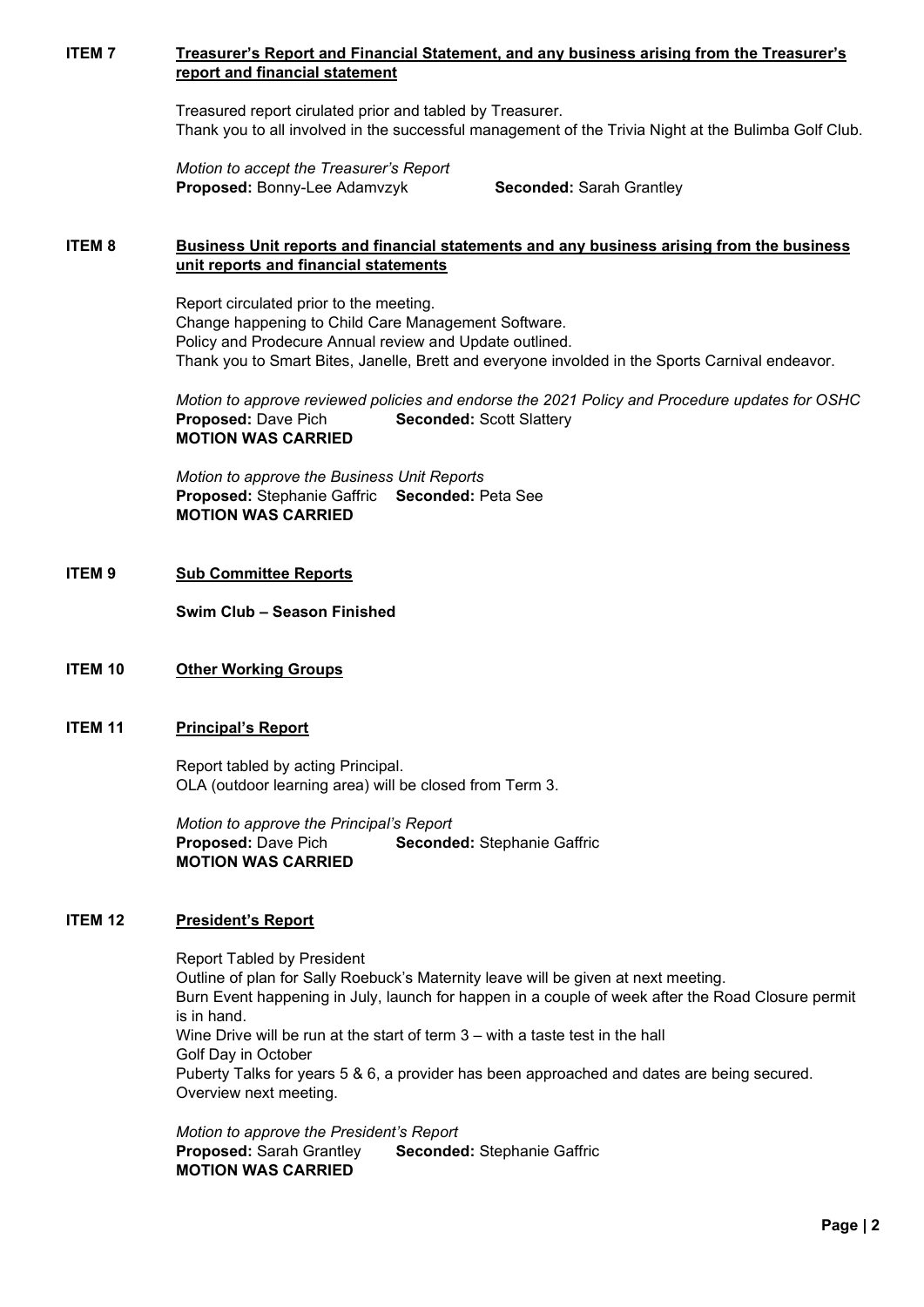**ITEM 7** **Treasurer's Report and Financial Statement, and any business arising from the Treasurer's report and financial statement**

Treasured report cirulated prior and tabled by Treasurer.
Thank you to all involved in the successful management of the Trivia Night at the Bulimba Golf Club.

*Motion to accept the Treasurer's Report*
**Proposed:** Bonny-Lee Adamvzyk **Seconded:** Sarah Grantley

**ITEM 8** **Business Unit reports and financial statements and any business arising from the business unit reports and financial statements**

Report circulated prior to the meeting.
Change happening to Child Care Management Software.
Policy and Prodecure Annual review and Update outlined.
Thank you to Smart Bites, Janelle, Brett and everyone involded in the Sports Carnival endeavor.

*Motion to approve reviewed policies and endorse the 2021 Policy and Procedure updates for OSHC*
**Proposed:** Dave Pich **Seconded:** Scott Slattery
**MOTION WAS CARRIED**

*Motion to approve the Business Unit Reports*
**Proposed:** Stephanie Gaffric **Seconded:** Peta See
**MOTION WAS CARRIED**

**ITEM 9** **Sub Committee Reports**

**Swim Club – Season Finished**

**ITEM 10** **Other Working Groups**

**ITEM 11** **Principal's Report**

Report tabled by acting Principal.
OLA (outdoor learning area) will be closed from Term 3.

*Motion to approve the Principal's Report*
**Proposed:** Dave Pich **Seconded:** Stephanie Gaffric
**MOTION WAS CARRIED**

**ITEM 12** **President's Report**

Report Tabled by President
Outline of plan for Sally Roebuck's Maternity leave will be given at next meeting.
Burn Event happening in July, launch for happen in a couple of week after the Road Closure permit is in hand.
Wine Drive will be run at the start of term 3 – with a taste test in the hall
Golf Day in October
Puberty Talks for years 5 & 6, a provider has been approached and dates are being secured. Overview next meeting.

*Motion to approve the President's Report*
**Proposed:** Sarah Grantley **Seconded:** Stephanie Gaffric
**MOTION WAS CARRIED**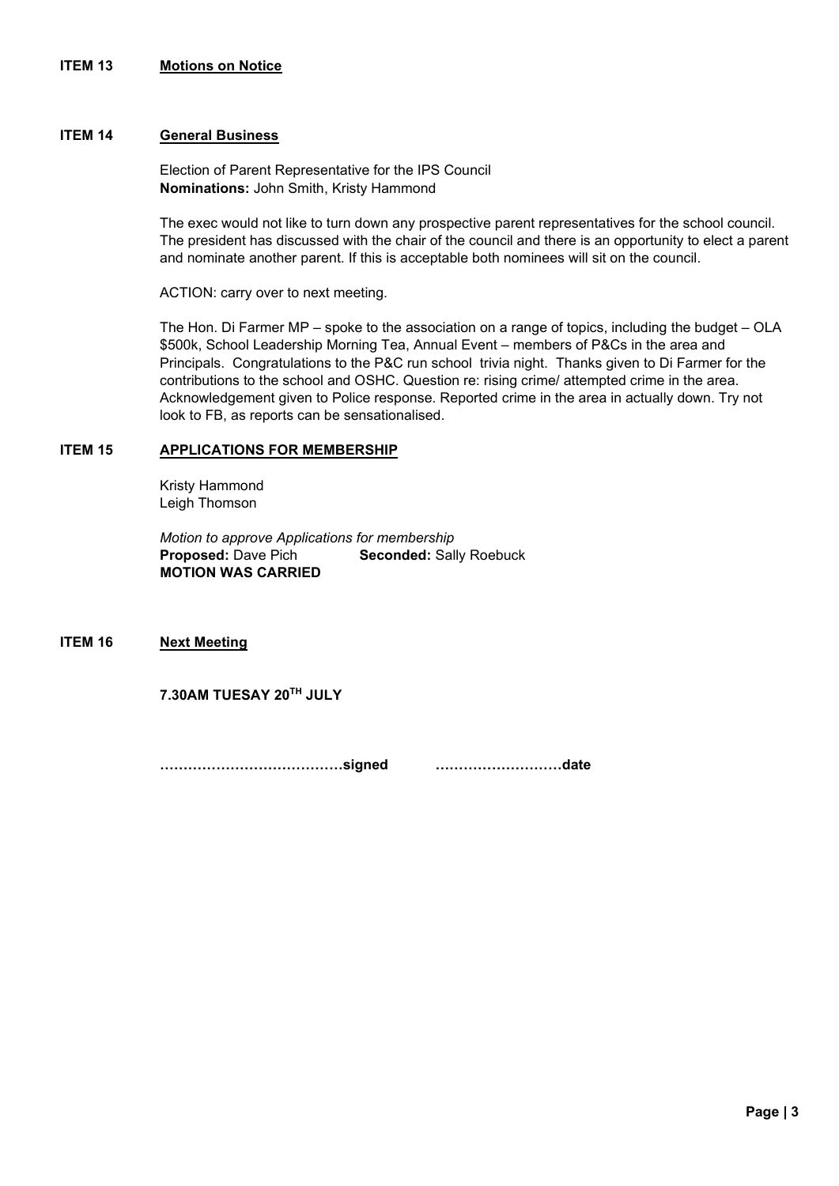**ITEM 13 Motions on Notice**

**ITEM 14 General Business**

Election of Parent Representative for the IPS Council
**Nominations:** John Smith, Kristy Hammond

The exec would not like to turn down any prospective parent representatives for the school council. The president has discussed with the chair of the council and there is an opportunity to elect a parent and nominate another parent. If this is acceptable both nominees will sit on the council.

ACTION: carry over to next meeting.

The Hon. Di Farmer MP – spoke to the association on a range of topics, including the budget – OLA \$500k, School Leadership Morning Tea, Annual Event – members of P&Cs in the area and Principals. Congratulations to the P&C run school trivia night. Thanks given to Di Farmer for the contributions to the school and OSHC. Question re: rising crime/ attempted crime in the area. Acknowledgement given to Police response. Reported crime in the area in actually down. Try not look to FB, as reports can be sensationalised.

**ITEM 15 APPLICATIONS FOR MEMBERSHIP**

Kristy Hammond
Leigh Thomson

*Motion to approve Applications for membership*
**Proposed:** Dave Pich **Seconded:** Sally Roebuck
**MOTION WAS CARRIED**

**ITEM 16 Next Meeting**

**7.30AM TUESAY 20TH JULY**

**…………………………………signed ………………………date**